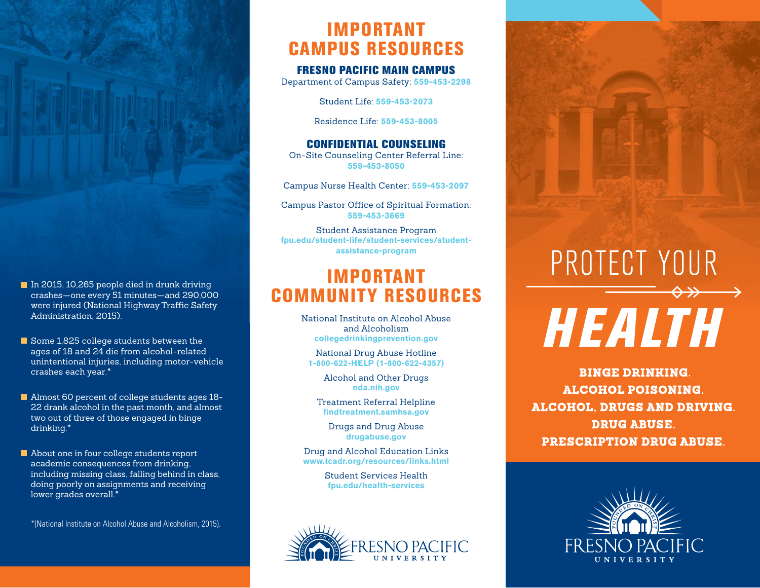- In 2015, 10,265 people died in drunk driving crashes—one every 51 minutes—and 290,000 were injured (National Highway Traffic Safety Administration, 2015).
- Some 1,825 college students between the ages of 18 and 24 die from alcohol-related unintentional injuries, including motor-vehicle crashes each year.*
- Almost 60 percent of college students ages 18-22 drank alcohol in the past month, and almost two out of three of those engaged in binge drinking.*
- About one in four college students report academic consequences from drinking, including missing class, falling behind in class, doing poorly on assignments and receiving lower grades overall.*

*(National Institute on Alcohol Abuse and Alcoholism, 2015).

# IMPORTANT CAMPUS RESOURCES

## FRESNO PACIFIC MAIN CAMPUS

Department of Campus Safety: **559-453-2298**

Student Life: **559-453-2073**

Residence Life: **559-453-8005**

## CONFIDENTIAL COUNSELING

On-Site Counseling Center Referral Line: **559-453-8050**

Campus Nurse Health Center: **559-453-2097**

Campus Pastor Office of Spiritual Formation: **559-453-3669**

Student Assistance Program
**fpu.edu/student-life/student-services/student-assistance-program**

# IMPORTANT COMMUNITY RESOURCES

National Institute on Alcohol Abuse and Alcoholism
**collegedrinkingprevention.gov**

National Drug Abuse Hotline
**1-800-622-HELP (1-800-622-4357)**

Alcohol and Other Drugs
**nda.nih.gov**

Treatment Referral Helpline
**findtreatment.samhsa.gov**

Drugs and Drug Abuse
**drugabuse.gov**

Drug and Alcohol Education Links
**www.tcadr.org/resources/links.html**

Student Services Health
**fpu.edu/health-services**

FRESNO PACIFIC UNIVERSITY

# PROTECT YOUR *HEALTH*

**BINGE DRINKING.**
**ALCOHOL POISONING.**
**ALCOHOL, DRUGS AND DRIVING.**
**DRUG ABUSE.**
**PRESCRIPTION DRUG ABUSE.**

FRESNO PACIFIC UNIVERSITY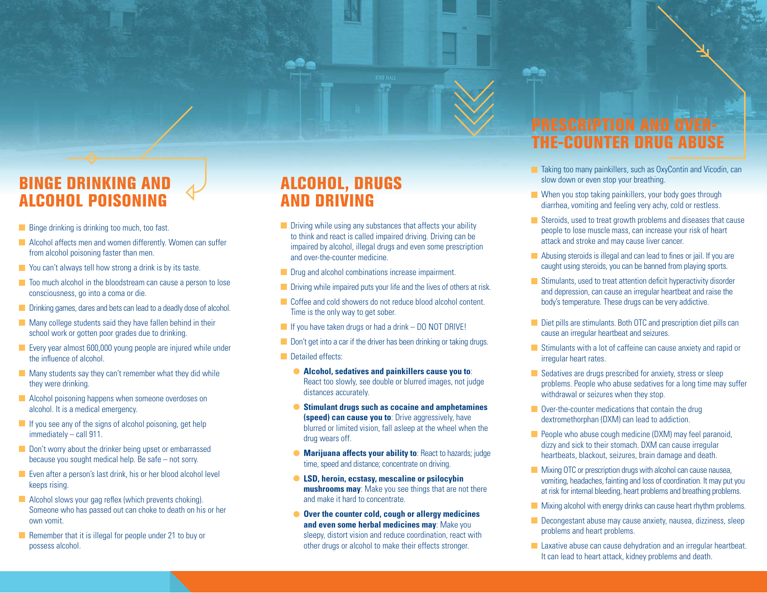## BINGE DRINKING AND ALCOHOL POISONING

- Binge drinking is drinking too much, too fast.
- Alcohol affects men and women differently. Women can suffer from alcohol poisoning faster than men.
- You can't always tell how strong a drink is by its taste.
- Too much alcohol in the bloodstream can cause a person to lose consciousness, go into a coma or die.
- Drinking games, dares and bets can lead to a deadly dose of alcohol.
- Many college students said they have fallen behind in their school work or gotten poor grades due to drinking.
- Every year almost 600,000 young people are injured while under the influence of alcohol.
- Many students say they can't remember what they did while they were drinking.
- Alcohol poisoning happens when someone overdoses on alcohol. It is a medical emergency.
- If you see any of the signs of alcohol poisoning, get help immediately – call 911.
- Don't worry about the drinker being upset or embarrassed because you sought medical help. Be safe – not sorry.
- Even after a person's last drink, his or her blood alcohol level keeps rising.
- Alcohol slows your gag reflex (which prevents choking). Someone who has passed out can choke to death on his or her own vomit.
- Remember that it is illegal for people under 21 to buy or possess alcohol.

## ALCOHOL, DRUGS AND DRIVING

- Driving while using any substances that affects your ability to think and react is called impaired driving. Driving can be impaired by alcohol, illegal drugs and even some prescription and over-the-counter medicine.
- Drug and alcohol combinations increase impairment.
- Driving while impaired puts your life and the lives of others at risk.
- Coffee and cold showers do not reduce blood alcohol content. Time is the only way to get sober.
- If you have taken drugs or had a drink – DO NOT DRIVE!
- Don't get into a car if the driver has been drinking or taking drugs.
- Detailed effects:
  - **Alcohol, sedatives and painkillers cause you to**: React too slowly, see double or blurred images, not judge distances accurately.
  - **Stimulant drugs such as cocaine and amphetamines (speed) can cause you to**: Drive aggressively, have blurred or limited vision, fall asleep at the wheel when the drug wears off.
  - **Marijuana affects your ability to**: React to hazards; judge time, speed and distance; concentrate on driving.
  - **LSD, heroin, ecstasy, mescaline or psilocybin mushrooms may**: Make you see things that are not there and make it hard to concentrate.
  - **Over the counter cold, cough or allergy medicines and even some herbal medicines may**: Make you sleepy, distort vision and reduce coordination, react with other drugs or alcohol to make their effects stronger.

## PRESCRIPTION AND OVER-THE-COUNTER DRUG ABUSE

- Taking too many painkillers, such as OxyContin and Vicodin, can slow down or even stop your breathing.
- When you stop taking painkillers, your body goes through diarrhea, vomiting and feeling very achy, cold or restless.
- Steroids, used to treat growth problems and diseases that cause people to lose muscle mass, can increase your risk of heart attack and stroke and may cause liver cancer.
- Abusing steroids is illegal and can lead to fines or jail. If you are caught using steroids, you can be banned from playing sports.
- Stimulants, used to treat attention deficit hyperactivity disorder and depression, can cause an irregular heartbeat and raise the body's temperature. These drugs can be very addictive.
- Diet pills are stimulants. Both OTC and prescription diet pills can cause an irregular heartbeat and seizures.
- Stimulants with a lot of caffeine can cause anxiety and rapid or irregular heart rates.
- Sedatives are drugs prescribed for anxiety, stress or sleep problems. People who abuse sedatives for a long time may suffer withdrawal or seizures when they stop.
- Over-the-counter medications that contain the drug dextromethorphan (DXM) can lead to addiction.
- People who abuse cough medicine (DXM) may feel paranoid, dizzy and sick to their stomach. DXM can cause irregular heartbeats, blackout, seizures, brain damage and death.
- Mixing OTC or prescription drugs with alcohol can cause nausea, vomiting, headaches, fainting and loss of coordination. It may put you at risk for internal bleeding, heart problems and breathing problems.
- Mixing alcohol with energy drinks can cause heart rhythm problems.
- Decongestant abuse may cause anxiety, nausea, dizziness, sleep problems and heart problems.
- Laxative abuse can cause dehydration and an irregular heartbeat. It can lead to heart attack, kidney problems and death.